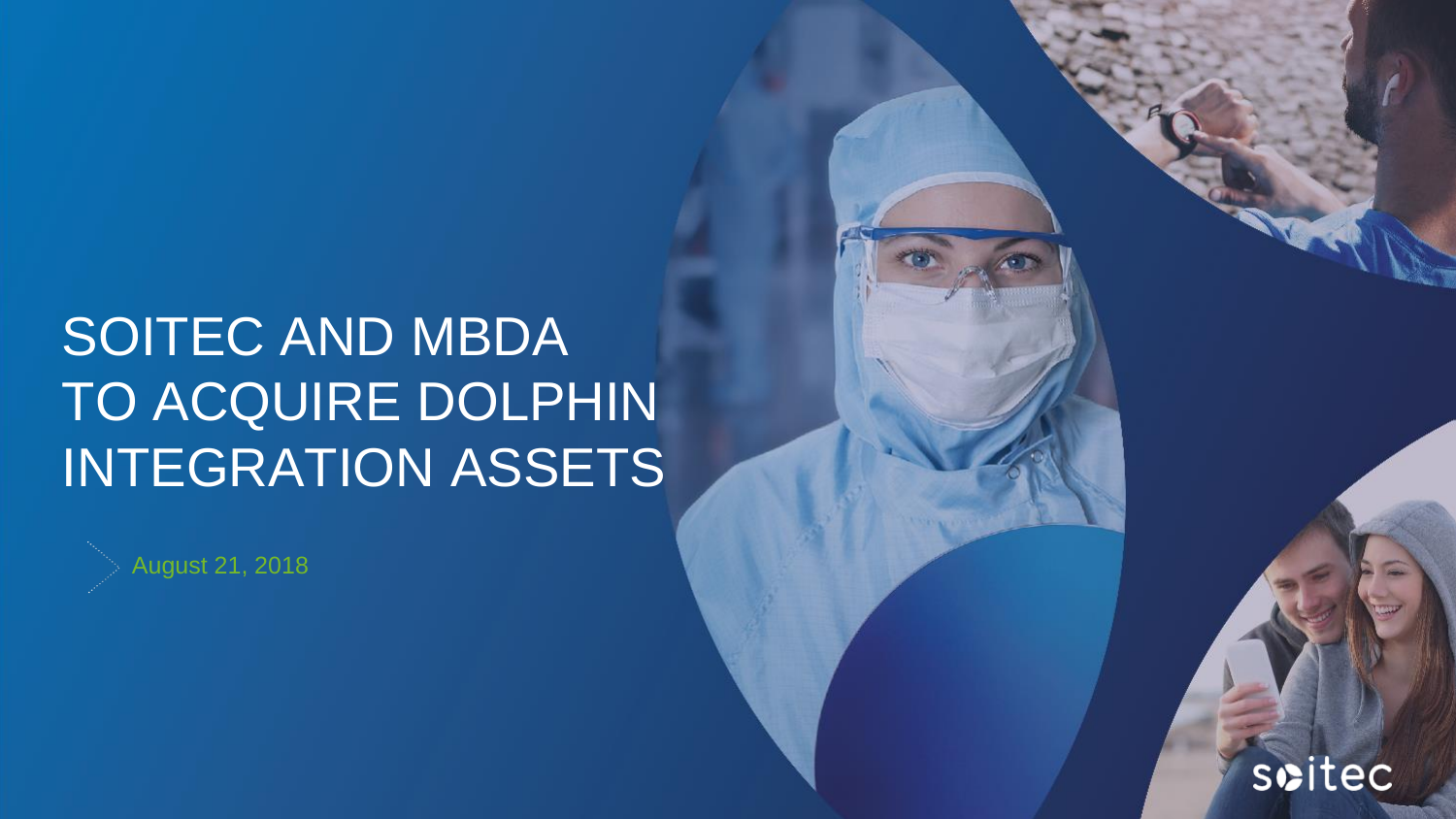# SOITEC AND MBDA TO ACQUIRE DOLPHIN INTEGRATION ASSETS

August 21, 2018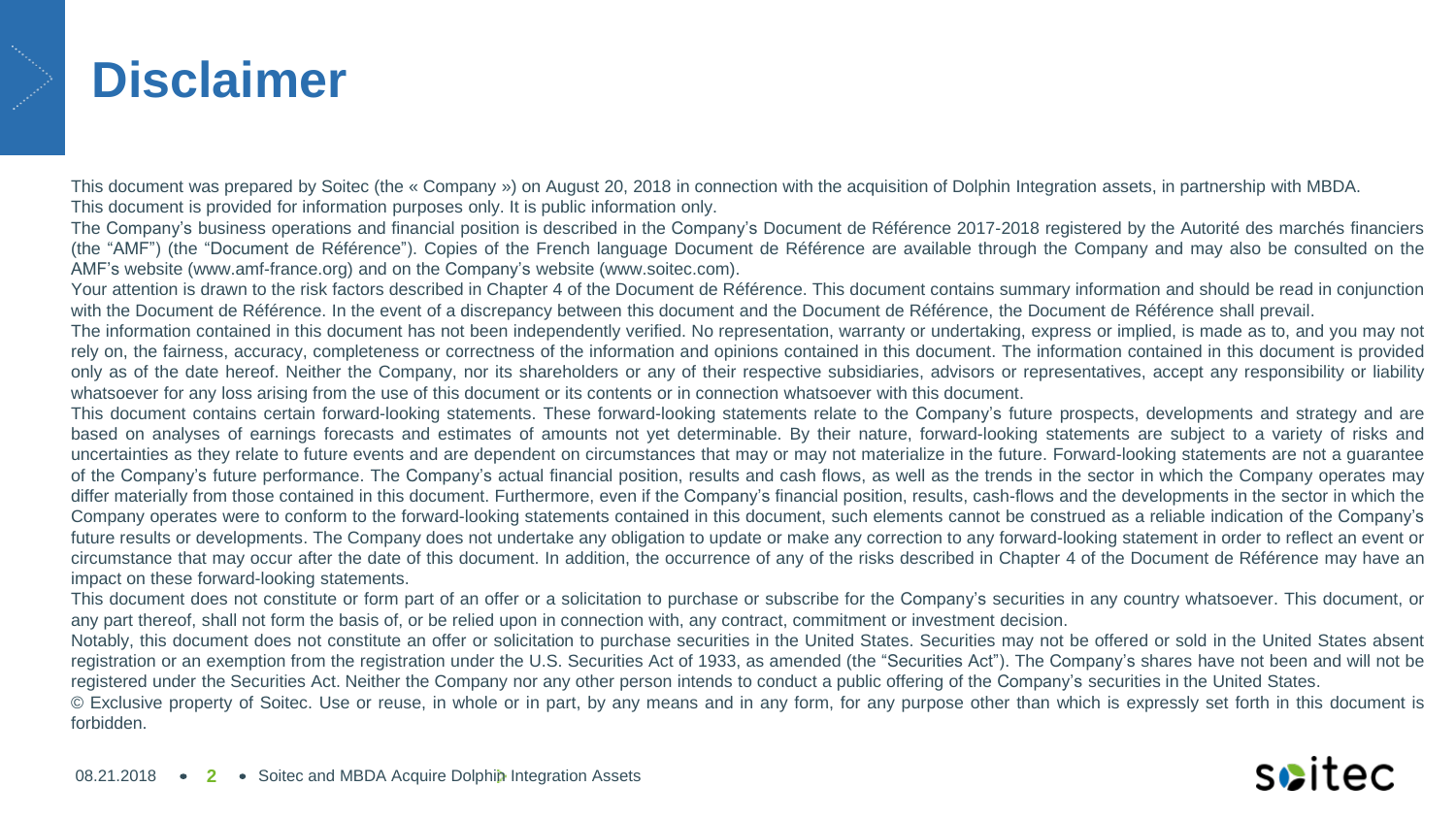# Disclaimer

This document was prepared by Soitec (the « Company ») on August 20, 2018 in connection with the acquisition of Dolphin Integration assets, in partnership with MBDA.

This document is provided for information purposes only. It is public information only.

The Company's business operations and financial position is described in the Company's Document de Référence 2017-2018 registered by the Autorité des marchés financiers (the "AMF") (the "Document de Référence"). Copies of the French language Document de Référence are available through the Company and may also be consulted on the AMF's website (www.amf-france.org) and on the Company's website (www.soitec.com).

Your attention is drawn to the risk factors described in Chapter 4 of the Document de Référence. This document contains summary information and should be read in conjunction with the Document de Référence. In the event of a discrepancy between this document and the Document de Référence, the Document de Référence shall prevail.

The information contained in this document has not been independently verified. No representation, warranty or undertaking, express or implied, is made as to, and you may not rely on, the fairness, accuracy, completeness or correctness of the information and opinions contained in this document. The information contained in this document is provided only as of the date hereof. Neither the Company, nor its shareholders or any of their respective subsidiaries, advisors or representatives, accept any responsibility or liability whatsoever for any loss arising from the use of this document or its contents or in connection whatsoever with this document.

This document contains certain forward-looking statements. These forward-looking statements relate to the Company's future prospects, developments and strategy and are based on analyses of earnings forecasts and estimates of amounts not yet determinable. By their nature, forward-looking statements are subject to a variety of risks and uncertainties as they relate to future events and are dependent on circumstances that may or may not materialize in the future. Forward-looking statements are not a guarantee of the Company's future performance. The Company's actual financial position, results and cash flows, as well as the trends in the sector in which the Company operates may differ materially from those contained in this document. Furthermore, even if the Company's financial position, results, cash-flows and the developments in the sector in which the Company operates were to conform to the forward-looking statements contained in this document, such elements cannot be construed as a reliable indication of the Company's future results or developments. The Company does not undertake any obligation to update or make any correction to any forward-looking statement in order to reflect an event or circumstance that may occur after the date of this document. In addition, the occurrence of any of the risks described in Chapter 4 of the Document de Référence may have an impact on these forward-looking statements.

This document does not constitute or form part of an offer or a solicitation to purchase or subscribe for the Company's securities in any country whatsoever. This document, or any part thereof, shall not form the basis of, or be relied upon in connection with, any contract, commitment or investment decision.

Notably, this document does not constitute an offer or solicitation to purchase securities in the United States. Securities may not be offered or sold in the United States absent registration or an exemption from the registration under the U.S. Securities Act of 1933, as amended (the "Securities Act"). The Company's shares have not been and will not be registered under the Securities Act. Neither the Company nor any other person intends to conduct a public offering of the Company's securities in the United States.

© Exclusive property of Soitec. Use or reuse, in whole or in part, by any means and in any form, for any purpose other than which is expressly set forth in this document is forbidden.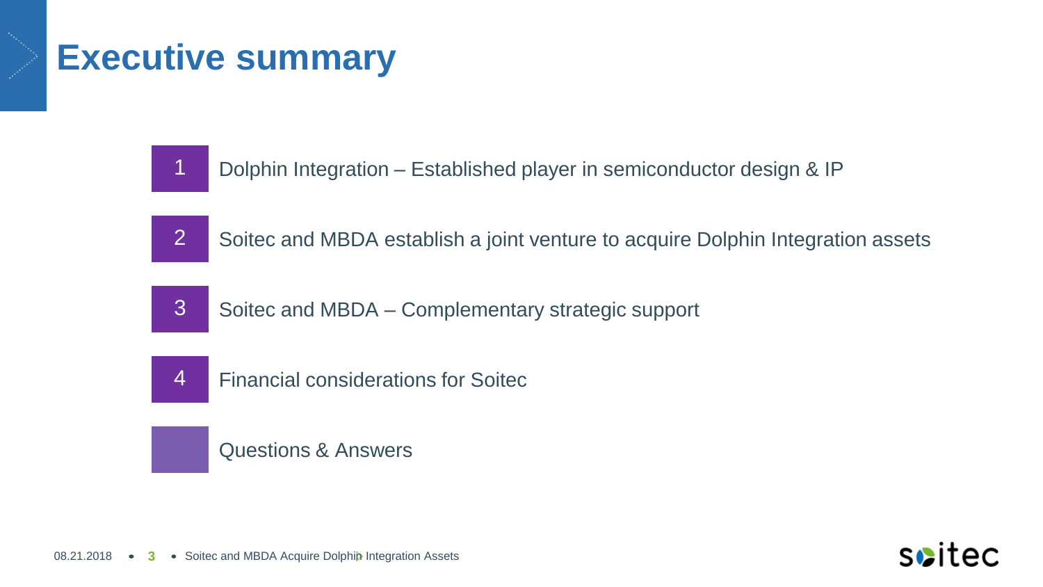# Executive summary

1. Dolphin Integration – Established player in semiconductor design & IP
2. Soitec and MBDA establish a joint venture to acquire Dolphin Integration assets
3. Soitec and MBDA – Complementary strategic support
4. Financial considerations for Soitec

Questions & Answers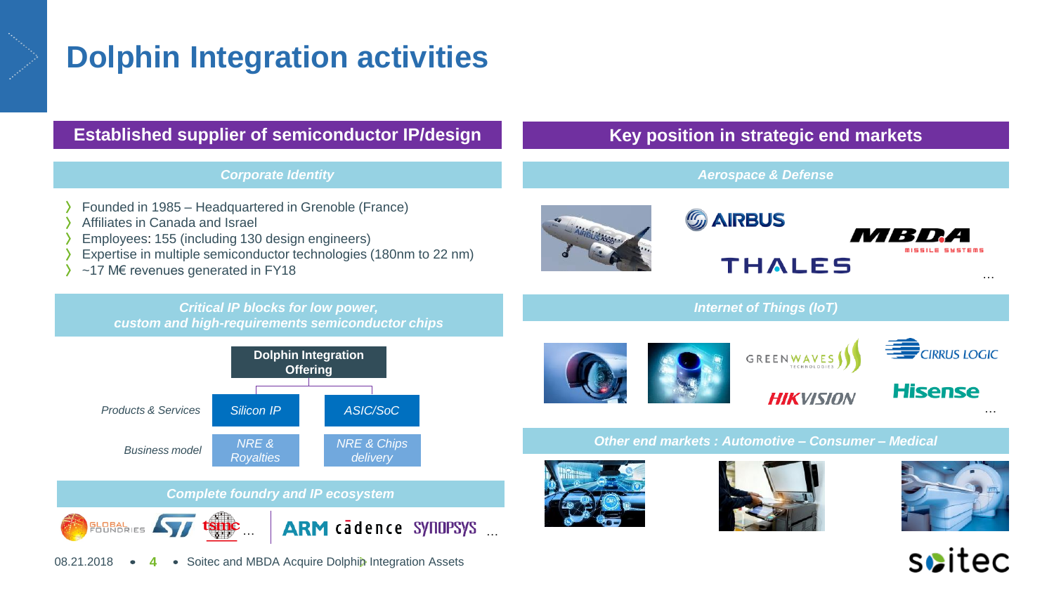# Dolphin Integration activities

## Established supplier of semiconductor IP/design

### *Corporate Identity*

- Founded in 1985 – Headquartered in Grenoble (France)
- Affiliates in Canada and Israel
- Employees: 155 (including 130 design engineers)
- Expertise in multiple semiconductor technologies (180nm to 22 nm)
- ~17 M€ revenues generated in FY18

### *Critical IP blocks for low power, custom and high-requirements semiconductor chips*

| | Dolphin Integration Offering | |
|---|---|---|
| *Products & Services* | *Silicon IP* | *ASIC/SoC* |
| *Business model* | *NRE & Royalties* | *NRE & Chips delivery* |

### *Complete foundry and IP ecosystem*

GLOBALFOUNDRIES, ST, tsmc … | ARM, cadence, SYNOPSYS …

## Key position in strategic end markets

### *Aerospace & Defense*

AIRBUS, MBDA MISSILE SYSTEMS, THALES …

### *Internet of Things (IoT)*

GREENWAVES TECHNOLOGIES, CIRRUS LOGIC, HIKVISION, Hisense …

### *Other end markets : Automotive – Consumer – Medical*

08.21.2018 • Soitec and MBDA Acquire Dolphin Integration Assets

soitec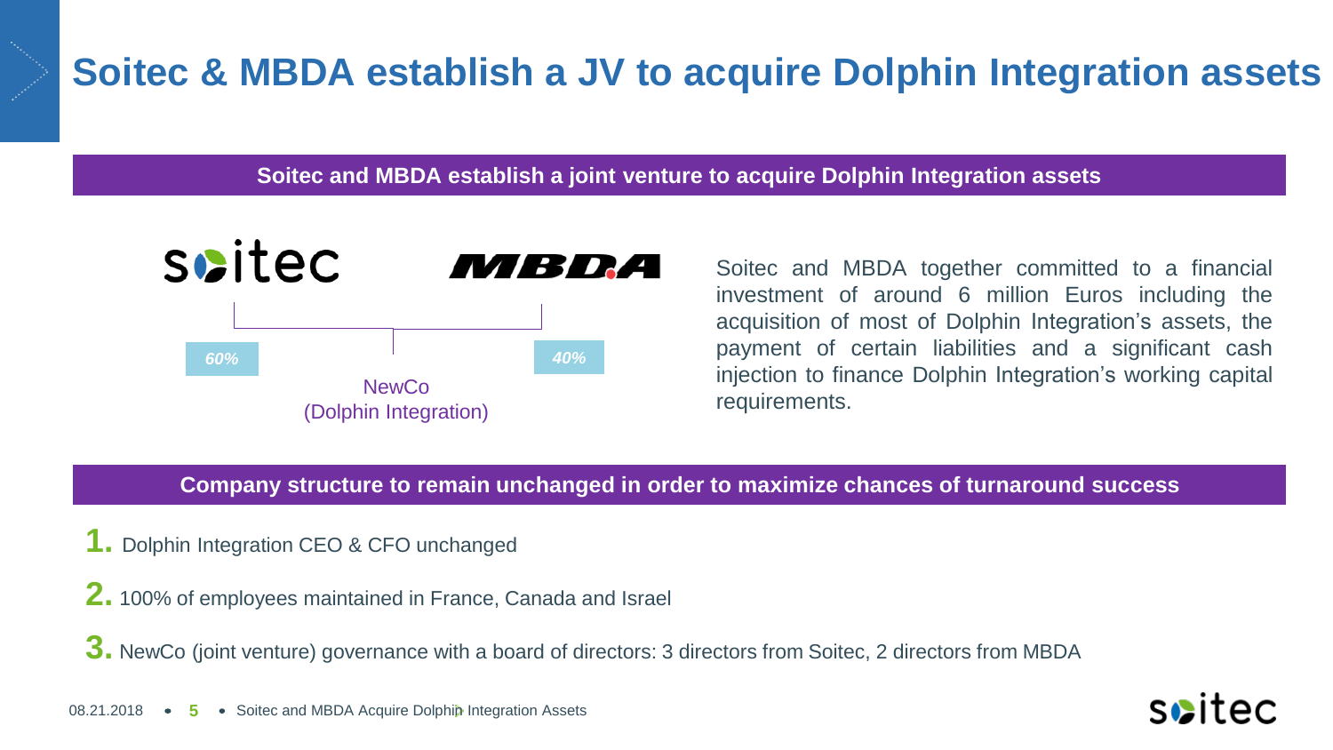# Soitec & MBDA establish a JV to acquire Dolphin Integration assets

## Soitec and MBDA establish a joint venture to acquire Dolphin Integration assets

soitec — 60%

MBDA — 40%

NewCo
(Dolphin Integration)

Soitec and MBDA together committed to a financial investment of around 6 million Euros including the acquisition of most of Dolphin Integration's assets, the payment of certain liabilities and a significant cash injection to finance Dolphin Integration's working capital requirements.

## Company structure to remain unchanged in order to maximize chances of turnaround success

1. Dolphin Integration CEO & CFO unchanged
2. 100% of employees maintained in France, Canada and Israel
3. NewCo (joint venture) governance with a board of directors: 3 directors from Soitec, 2 directors from MBDA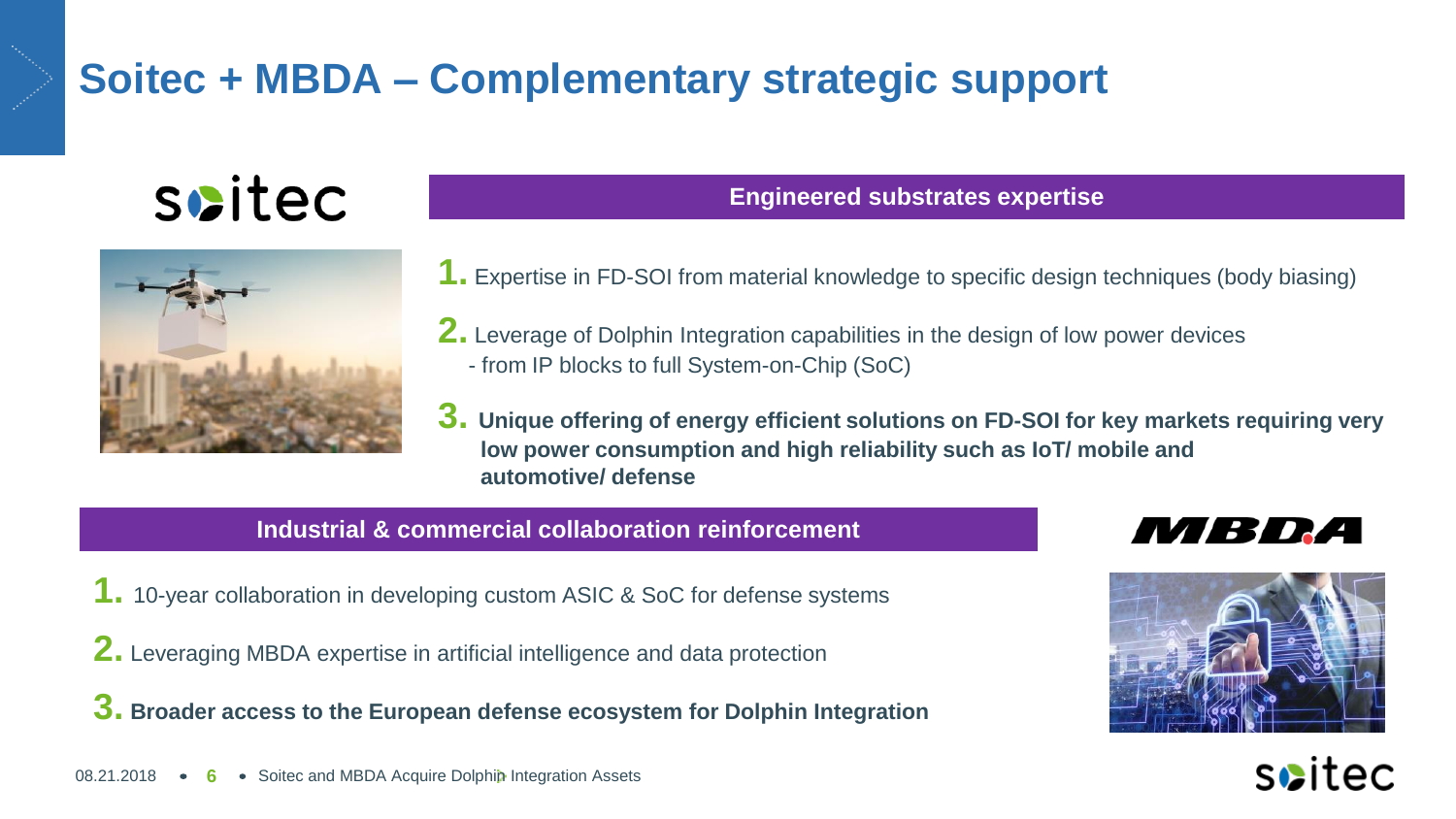# Soitec + MBDA – Complementary strategic support

soitec

## Engineered substrates expertise

1. Expertise in FD-SOI from material knowledge to specific design techniques (body biasing)
2. Leverage of Dolphin Integration capabilities in the design of low power devices
   - from IP blocks to full System-on-Chip (SoC)
3. **Unique offering of energy efficient solutions on FD-SOI for key markets requiring very low power consumption and high reliability such as IoT/ mobile and automotive/ defense**

## Industrial & commercial collaboration reinforcement

MBDA

1. 10-year collaboration in developing custom ASIC & SoC for defense systems
2. Leveraging MBDA expertise in artificial intelligence and data protection
3. **Broader access to the European defense ecosystem for Dolphin Integration**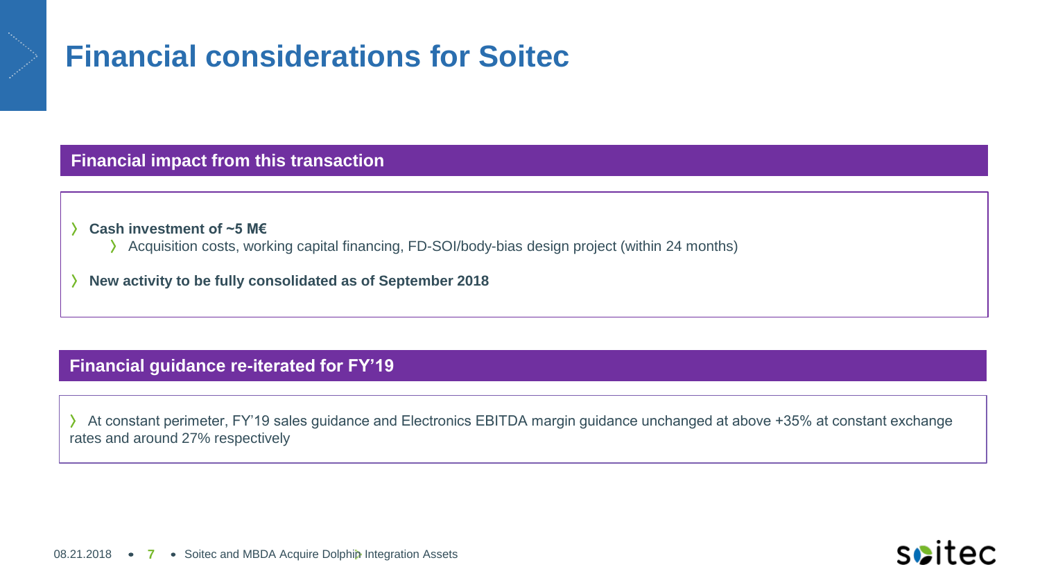# Financial considerations for Soitec

## Financial impact from this transaction

- **Cash investment of ~5 M€**
  - Acquisition costs, working capital financing, FD-SOI/body-bias design project (within 24 months)
- **New activity to be fully consolidated as of September 2018**

## Financial guidance re-iterated for FY'19

- At constant perimeter, FY'19 sales guidance and Electronics EBITDA margin guidance unchanged at above +35% at constant exchange rates and around 27% respectively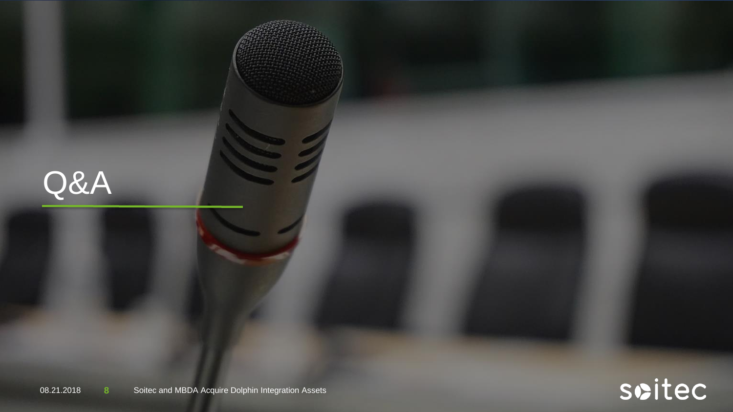# Q&A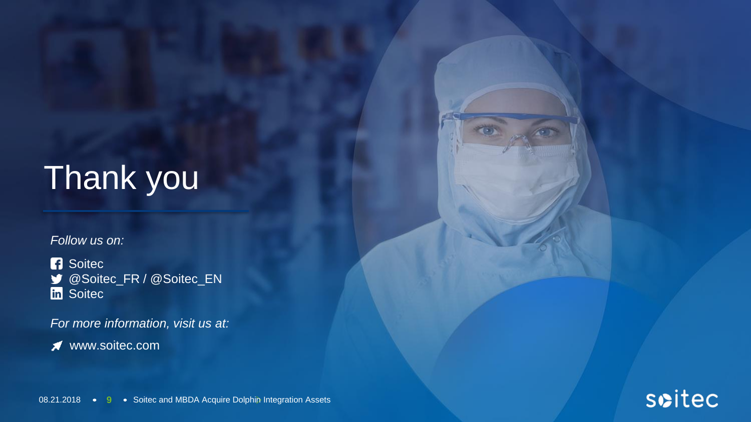# Thank you

*Follow us on:*

Soitec
@Soitec_FR / @Soitec_EN
Soitec

*For more information, visit us at:*

www.soitec.com